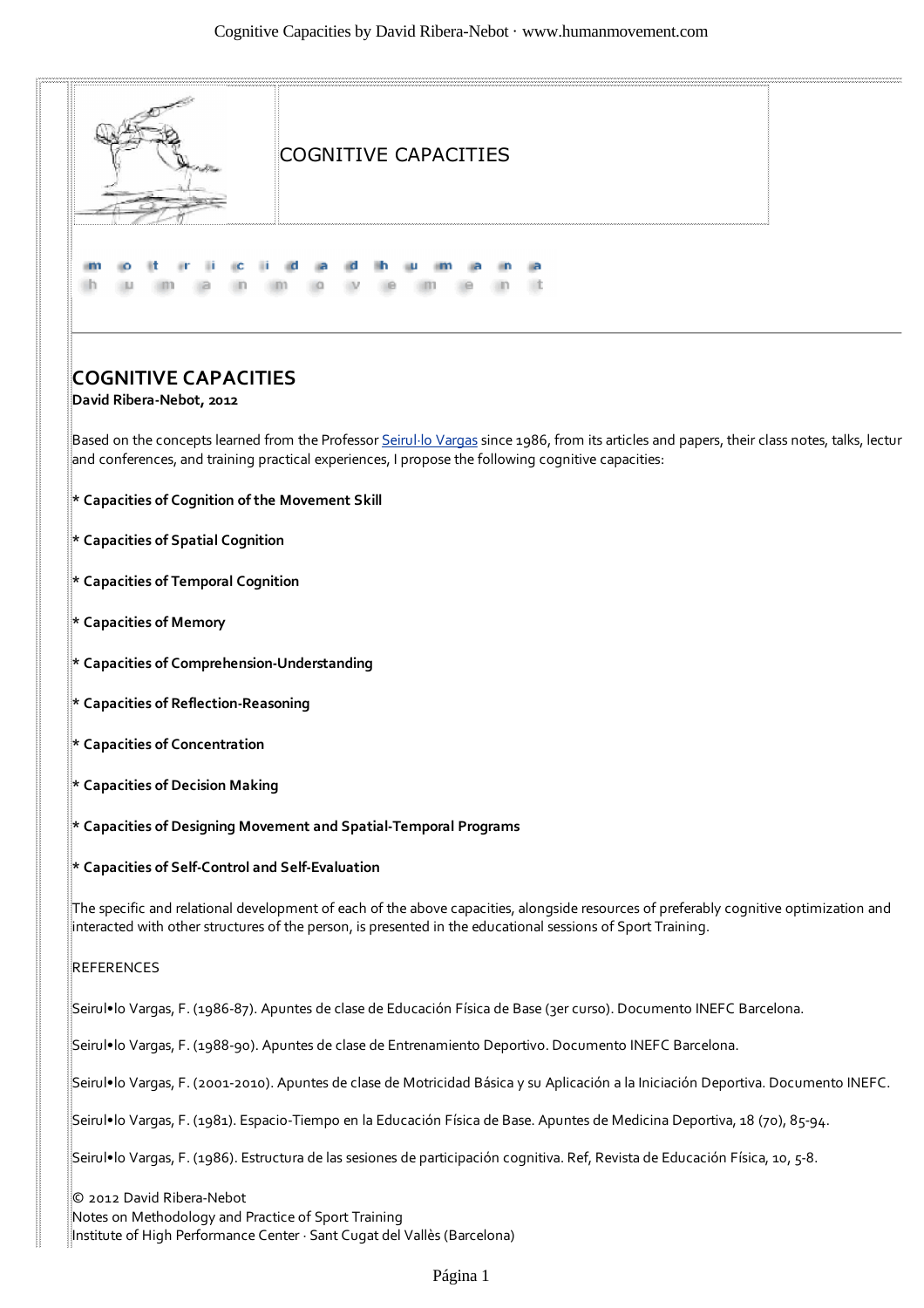COGNITIVE CAPACITIES

m o t r i c i d a d h u m a n a
h u m a n m o v e m e n t

## COGNITIVE CAPACITIES

**David Ribera-Nebot, 2012**

Based on the concepts learned from the Professor Seirul·lo Vargas since 1986, from its articles and papers, their class notes, talks, lectur and conferences, and training practical experiences, I propose the following cognitive capacities:

**\* Capacities of Cognition of the Movement Skill**

**\* Capacities of Spatial Cognition**

**\* Capacities of Temporal Cognition**

**\* Capacities of Memory**

**\* Capacities of Comprehension-Understanding**

**\* Capacities of Reflection-Reasoning**

**\* Capacities of Concentration**

**\* Capacities of Decision Making**

**\* Capacities of Designing Movement and Spatial-Temporal Programs**

**\* Capacities of Self-Control and Self-Evaluation**

The specific and relational development of each of the above capacities, alongside resources of preferably cognitive optimization and interacted with other structures of the person, is presented in the educational sessions of Sport Training.

REFERENCES

Seirul•lo Vargas, F. (1986-87). Apuntes de clase de Educación Física de Base (3er curso). Documento INEFC Barcelona.

Seirul•lo Vargas, F. (1988-90). Apuntes de clase de Entrenamiento Deportivo. Documento INEFC Barcelona.

Seirul•lo Vargas, F. (2001-2010). Apuntes de clase de Motricidad Básica y su Aplicación a la Iniciación Deportiva. Documento INEFC.

Seirul•lo Vargas, F. (1981). Espacio-Tiempo en la Educación Física de Base. Apuntes de Medicina Deportiva, 18 (70), 85-94.

Seirul•lo Vargas, F. (1986). Estructura de las sesiones de participación cognitiva. Ref, Revista de Educación Física, 10, 5-8.

© 2012 David Ribera-Nebot
Notes on Methodology and Practice of Sport Training
Institute of High Performance Center · Sant Cugat del Vallès (Barcelona)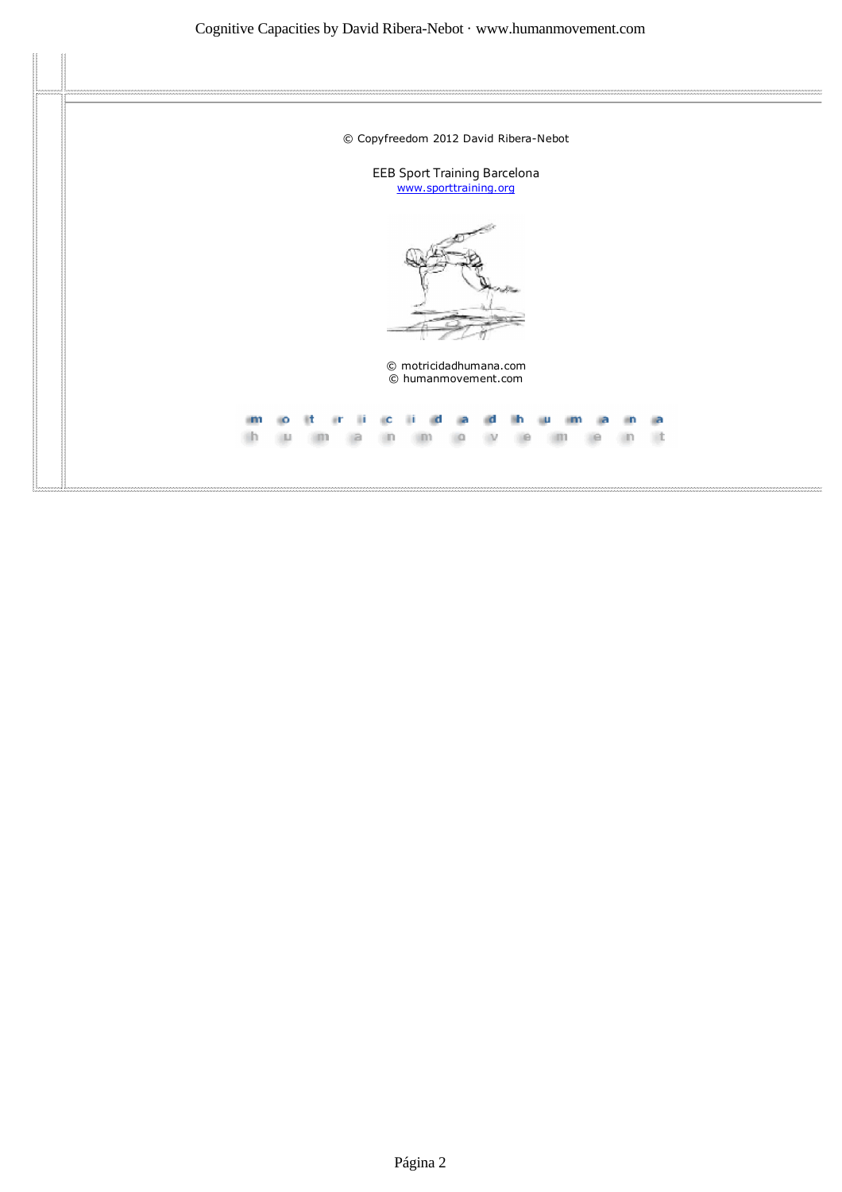© Copyfreedom 2012 David Ribera-Nebot

EEB Sport Training Barcelona
www.sporttraining.org

© motricidadhumana.com
© humanmovement.com

m o t r i c i d a d h u m a n a
h u m a n m o v e m e n t